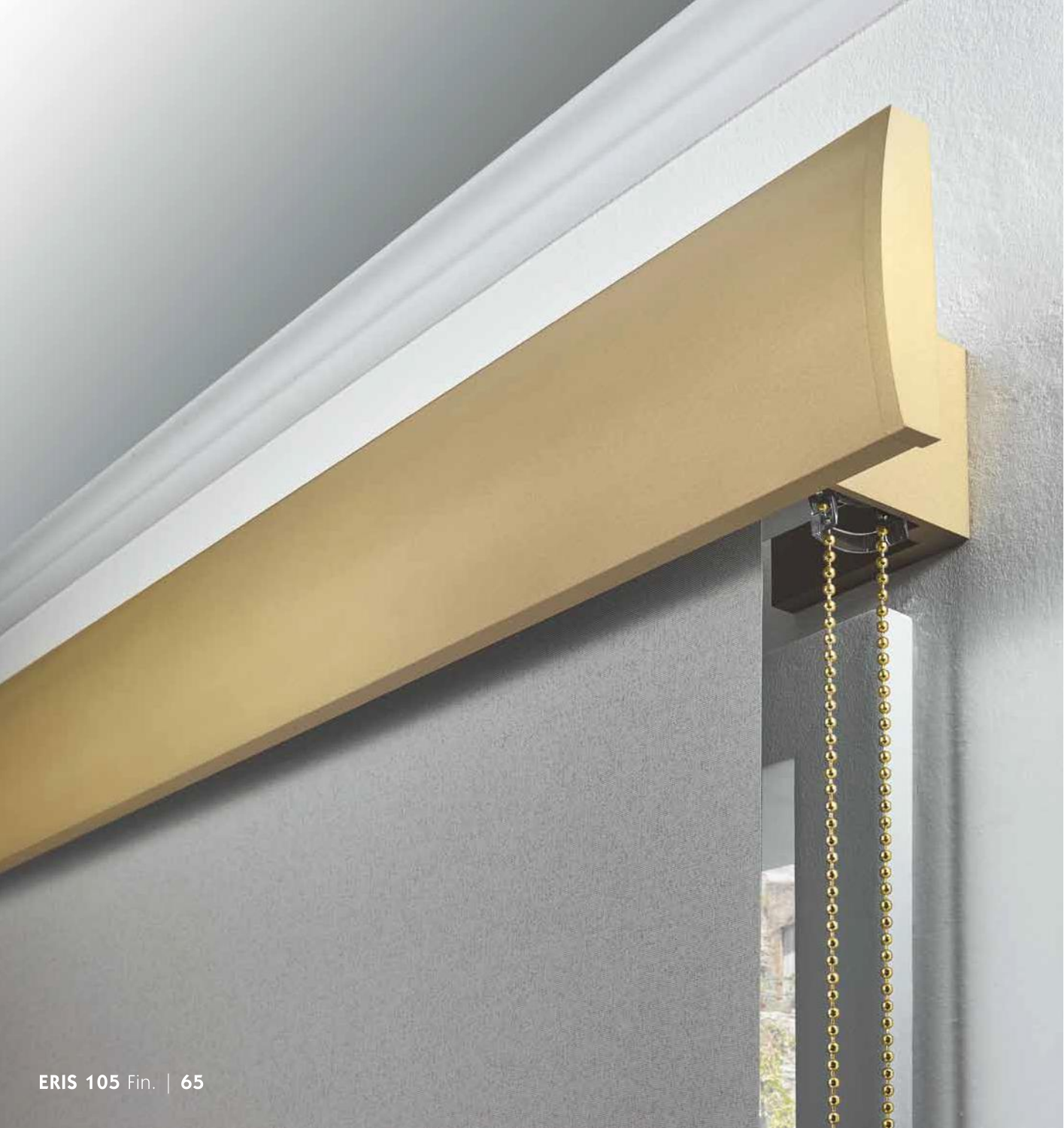**ERIS 105** Fin.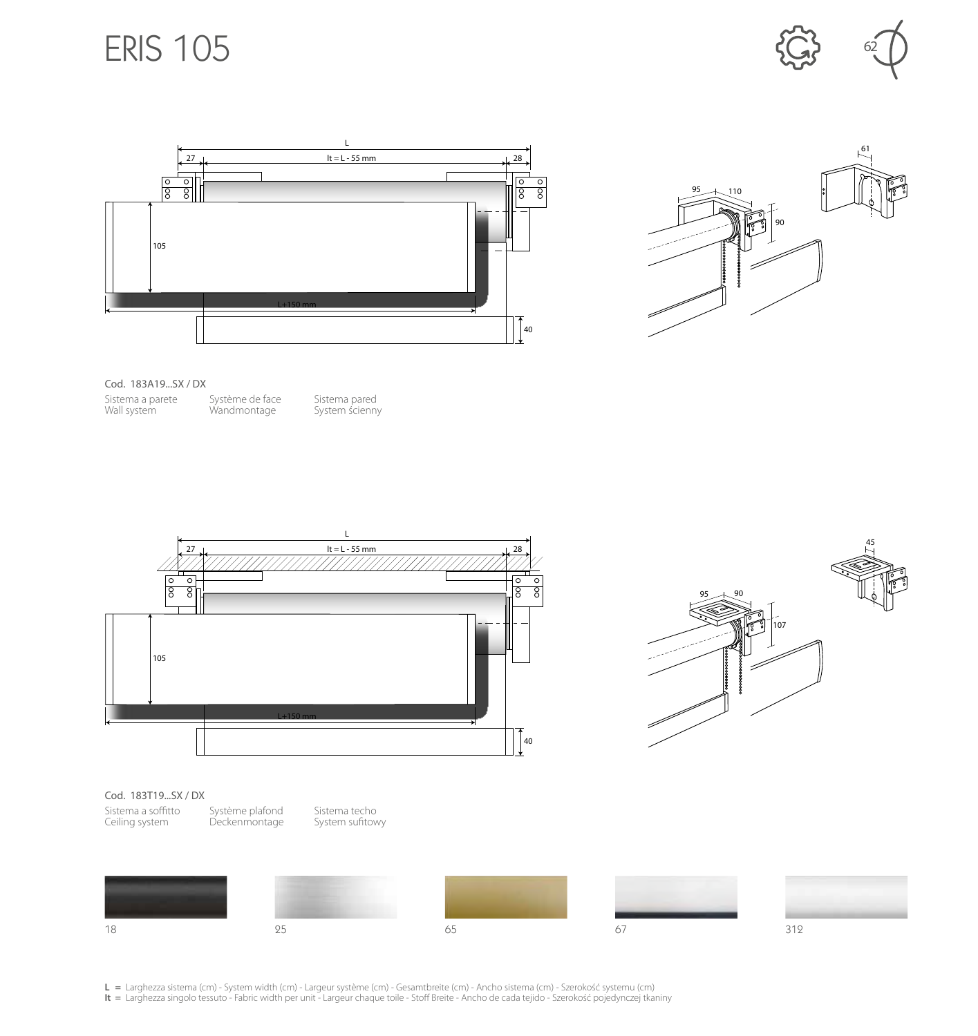# ERIS 105

L

27

lt = L - 55 mm

28

105

L+150 mm

40

95

110

90

61

Cod. 183A19...SX / DX

Sistema a parete
Wall system

Système de face
Wandmontage

Sistema pared
System ścienny

L

27

lt = L - 55 mm

28

105

L+150 mm

40

95

90

107

45

Cod. 183T19...SX / DX

Sistema a soffitto
Ceiling system

Système plafond
Deckenmontage

Sistema techo
System sufitowy

18

25

65

67

312

**L** = Larghezza sistema (cm) - System width (cm) - Largeur système (cm) - Gesamtbreite (cm) - Ancho sistema (cm) - Szerokość systemu (cm)
**lt** = Larghezza singolo tessuto - Fabric width per unit - Largeur chaque toile - Stoff Breite - Ancho de cada tejido - Szerokość pojedynczej tkaniny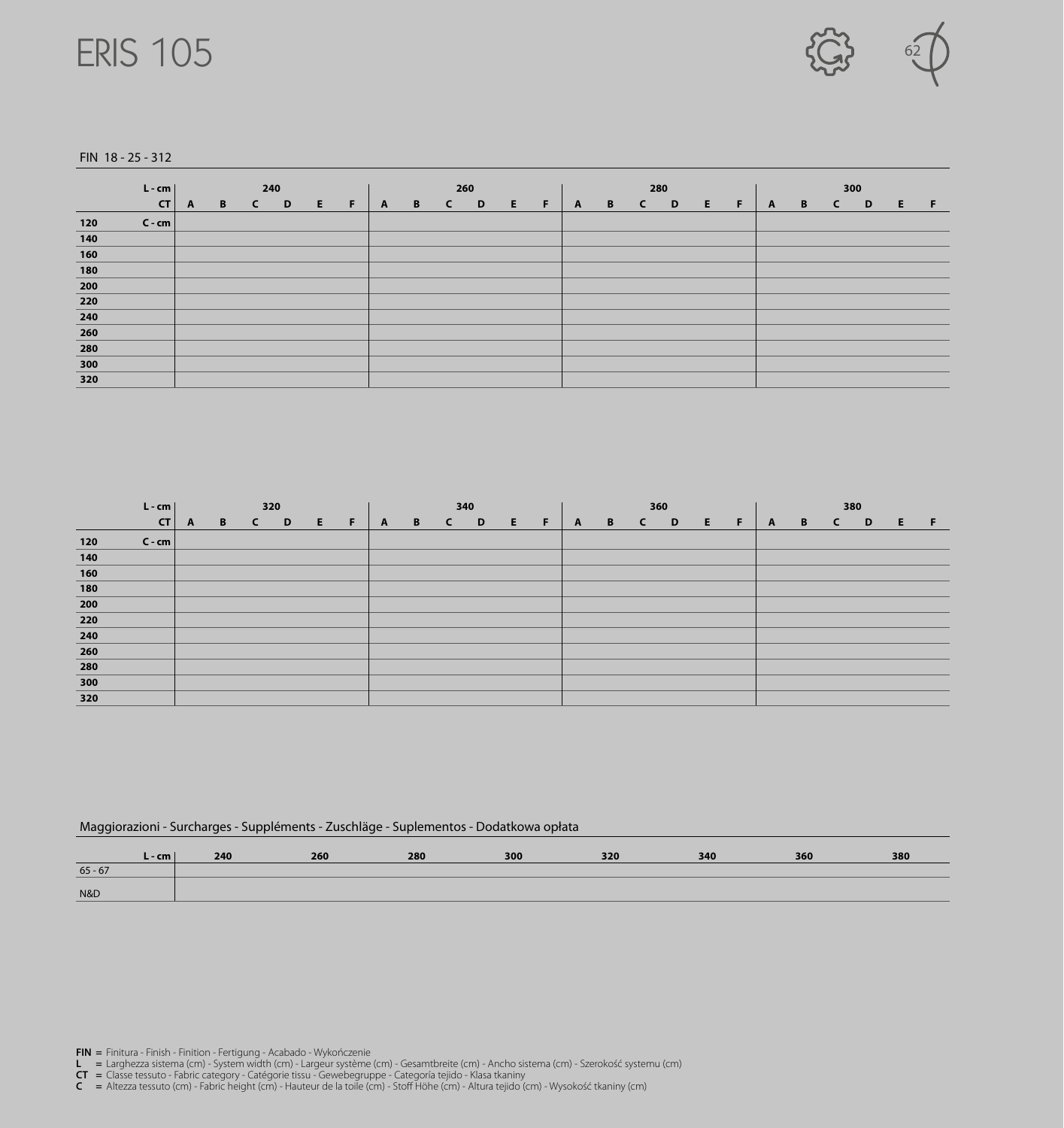# ERIS 105

62

FIN 18 - 25 - 312

| | L - cm | 240 | | | | | | 260 | | | | | | 280 | | | | | | 300 | | | | | |
|---|---|---|---|---|---|---|---|---|---|---|---|---|---|---|---|---|---|---|---|---|---|---|---|---|---|
| | **CT** | **A** | **B** | **C** | **D** | **E** | **F** | **A** | **B** | **C** | **D** | **E** | **F** | **A** | **B** | **C** | **D** | **E** | **F** | **A** | **B** | **C** | **D** | **E** | **F** |
| **120** | **C - cm** | | | | | | | | | | | | | | | | | | | | | | | | |
| **140** | | | | | | | | | | | | | | | | | | | | | | | | | |
| **160** | | | | | | | | | | | | | | | | | | | | | | | | | |
| **180** | | | | | | | | | | | | | | | | | | | | | | | | | |
| **200** | | | | | | | | | | | | | | | | | | | | | | | | | |
| **220** | | | | | | | | | | | | | | | | | | | | | | | | | |
| **240** | | | | | | | | | | | | | | | | | | | | | | | | | |
| **260** | | | | | | | | | | | | | | | | | | | | | | | | | |
| **280** | | | | | | | | | | | | | | | | | | | | | | | | | |
| **300** | | | | | | | | | | | | | | | | | | | | | | | | | |
| **320** | | | | | | | | | | | | | | | | | | | | | | | | | |

| | L - cm | 320 | | | | | | 340 | | | | | | 360 | | | | | | 380 | | | | | |
|---|---|---|---|---|---|---|---|---|---|---|---|---|---|---|---|---|---|---|---|---|---|---|---|---|---|
| | **CT** | **A** | **B** | **C** | **D** | **E** | **F** | **A** | **B** | **C** | **D** | **E** | **F** | **A** | **B** | **C** | **D** | **E** | **F** | **A** | **B** | **C** | **D** | **E** | **F** |
| **120** | **C - cm** | | | | | | | | | | | | | | | | | | | | | | | | |
| **140** | | | | | | | | | | | | | | | | | | | | | | | | | |
| **160** | | | | | | | | | | | | | | | | | | | | | | | | | |
| **180** | | | | | | | | | | | | | | | | | | | | | | | | | |
| **200** | | | | | | | | | | | | | | | | | | | | | | | | | |
| **220** | | | | | | | | | | | | | | | | | | | | | | | | | |
| **240** | | | | | | | | | | | | | | | | | | | | | | | | | |
| **260** | | | | | | | | | | | | | | | | | | | | | | | | | |
| **280** | | | | | | | | | | | | | | | | | | | | | | | | | |
| **300** | | | | | | | | | | | | | | | | | | | | | | | | | |
| **320** | | | | | | | | | | | | | | | | | | | | | | | | | |

Maggiorazioni - Surcharges - Suppléments - Zuschläge - Suplementos - Dodatkowa opłata

| L - cm | 240 | 260 | 280 | 300 | 320 | 340 | 360 | 380 |
|---|---|---|---|---|---|---|---|---|
| 65 - 67 | | | | | | | | |
| N&D | | | | | | | | |

**FIN** = Finitura - Finish - Finition - Fertigung - Acabado - Wykończenie
**L** = Larghezza sistema (cm) - System width (cm) - Largeur système (cm) - Gesamtbreite (cm) - Ancho sistema (cm) - Szerokość systemu (cm)
**CT** = Classe tessuto - Fabric category - Catégorie tissu - Gewebegruppe - Categoría tejido - Klasa tkaniny
**C** = Altezza tessuto (cm) - Fabric height (cm) - Hauteur de la toile (cm) - Stoff Höhe (cm) - Altura tejido (cm) - Wysokość tkaniny (cm)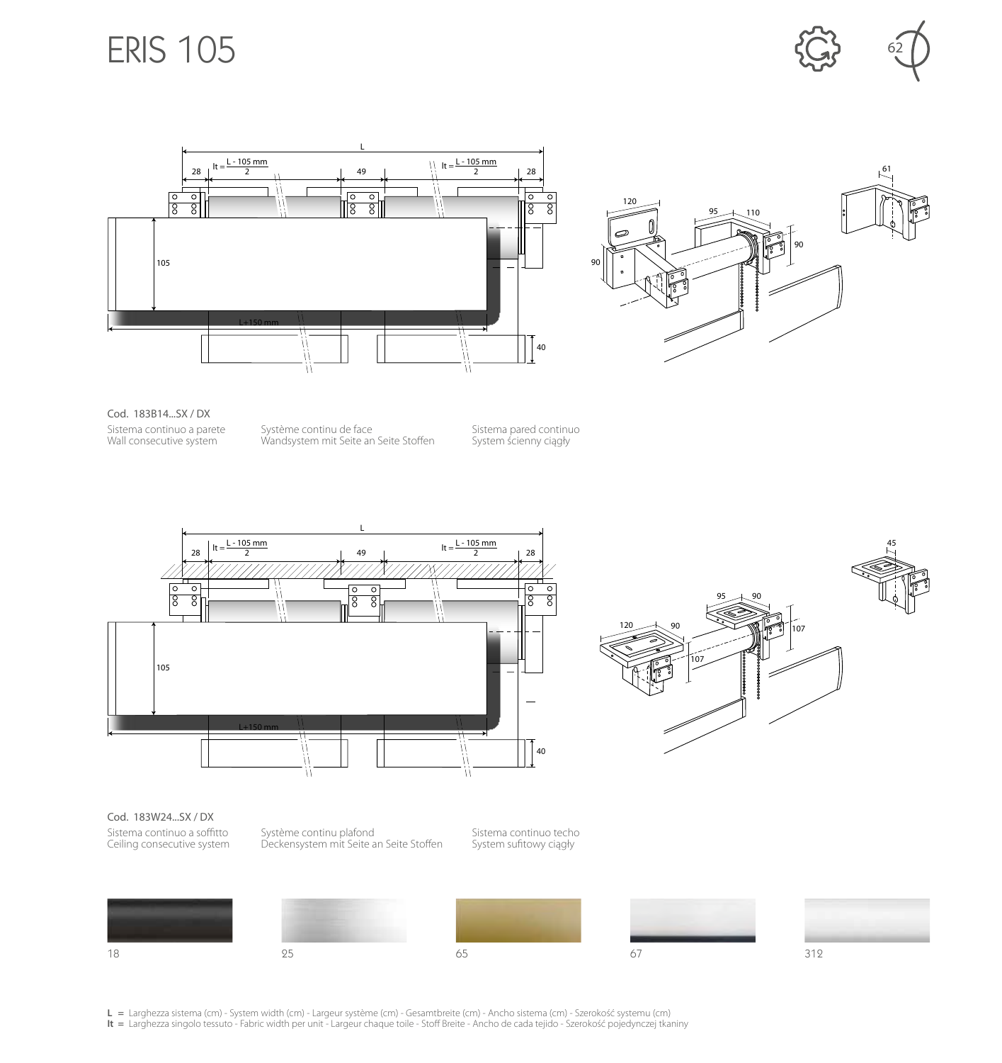# ERIS 105

L

28

$It = \frac{L - 105\ mm}{2}$

49

$It = \frac{L - 105\ mm}{2}$

28

105

L+150 mm

40

120

95

110

90

90

61

Cod. 183B14...SX / DX

Sistema continuo a parete
Wall consecutive system

Système continu de face
Wandsystem mit Seite an Seite Stoffen

Sistema pared continuo
System ścienny ciągły

L

28

$It = \frac{L - 105\ mm}{2}$

49

$It = \frac{L - 105\ mm}{2}$

28

105

L+150 mm

40

45

95

90

120

90

107

107

Cod. 183W24...SX / DX

Sistema continuo a soffitto
Ceiling consecutive system

Système continu plafond
Deckensystem mit Seite an Seite Stoffen

Sistema continuo techo
System sufitowy ciągły

18

25

65

67

312

**L** = Larghezza sistema (cm) - System width (cm) - Largeur système (cm) - Gesamtbreite (cm) - Ancho sistema (cm) - Szerokość systemu (cm)
**It** = Larghezza singolo tessuto - Fabric width per unit - Largeur chaque toile - Stoff Breite - Ancho de cada tejido - Szerokość pojedynczej tkaniny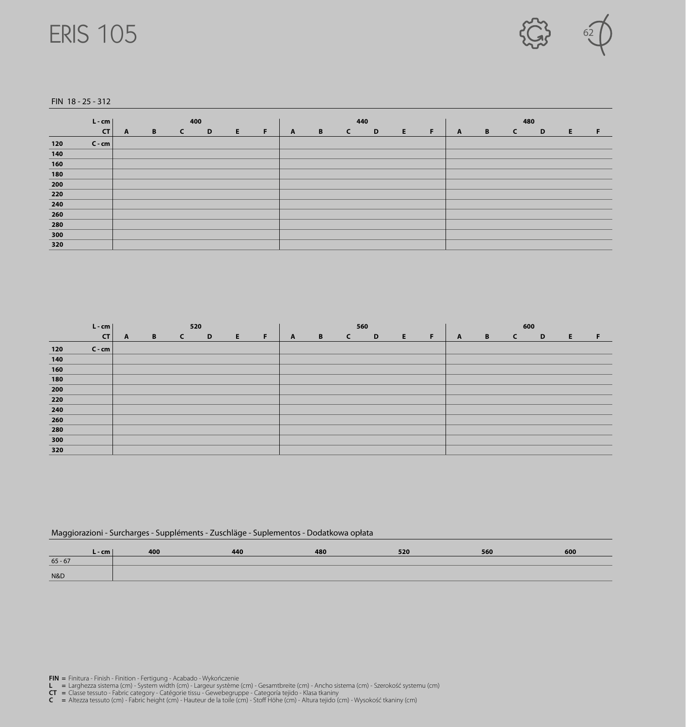# ERIS 105

62

FIN 18 - 25 - 312

| L - cm | | 400 | | | | | | 440 | | | | | | 480 | | | | | |
|---|---|---|---|---|---|---|---|---|---|---|---|---|---|---|---|---|---|---|---|
| | CT | A | B | C | D | E | F | A | B | C | D | E | F | A | B | C | D | E | F |
| 120 | C - cm | | | | | | | | | | | | | | | | | | |
| 140 | | | | | | | | | | | | | | | | | | | |
| 160 | | | | | | | | | | | | | | | | | | | |
| 180 | | | | | | | | | | | | | | | | | | | |
| 200 | | | | | | | | | | | | | | | | | | | |
| 220 | | | | | | | | | | | | | | | | | | | |
| 240 | | | | | | | | | | | | | | | | | | | |
| 260 | | | | | | | | | | | | | | | | | | | |
| 280 | | | | | | | | | | | | | | | | | | | |
| 300 | | | | | | | | | | | | | | | | | | | |
| 320 | | | | | | | | | | | | | | | | | | | |

| L - cm | | 520 | | | | | | 560 | | | | | | 600 | | | | | |
|---|---|---|---|---|---|---|---|---|---|---|---|---|---|---|---|---|---|---|---|
| | CT | A | B | C | D | E | F | A | B | C | D | E | F | A | B | C | D | E | F |
| 120 | C - cm | | | | | | | | | | | | | | | | | | |
| 140 | | | | | | | | | | | | | | | | | | | |
| 160 | | | | | | | | | | | | | | | | | | | |
| 180 | | | | | | | | | | | | | | | | | | | |
| 200 | | | | | | | | | | | | | | | | | | | |
| 220 | | | | | | | | | | | | | | | | | | | |
| 240 | | | | | | | | | | | | | | | | | | | |
| 260 | | | | | | | | | | | | | | | | | | | |
| 280 | | | | | | | | | | | | | | | | | | | |
| 300 | | | | | | | | | | | | | | | | | | | |
| 320 | | | | | | | | | | | | | | | | | | | |

Maggiorazioni - Surcharges - Suppléments - Zuschläge - Suplementos - Dodatkowa opłata

| L - cm | 400 | 440 | 480 | 520 | 560 | 600 |
|---|---|---|---|---|---|---|
| 65 - 67 | | | | | | |
| N&D | | | | | | |

**FIN** = Finitura - Finish - Finition - Fertigung - Acabado - Wykończenie
**L** = Larghezza sistema (cm) - System width (cm) - Largeur système (cm) - Gesamtbreite (cm) - Ancho sistema (cm) - Szerokość systemu (cm)
**CT** = Classe tessuto - Fabric category - Catégorie tissu - Gewebegruppe - Categoría tejido - Klasa tkaniny
**C** = Altezza tessuto (cm) - Fabric height (cm) - Hauteur de la toile (cm) - Stoff Höhe (cm) - Altura tejido (cm) - Wysokość tkaniny (cm)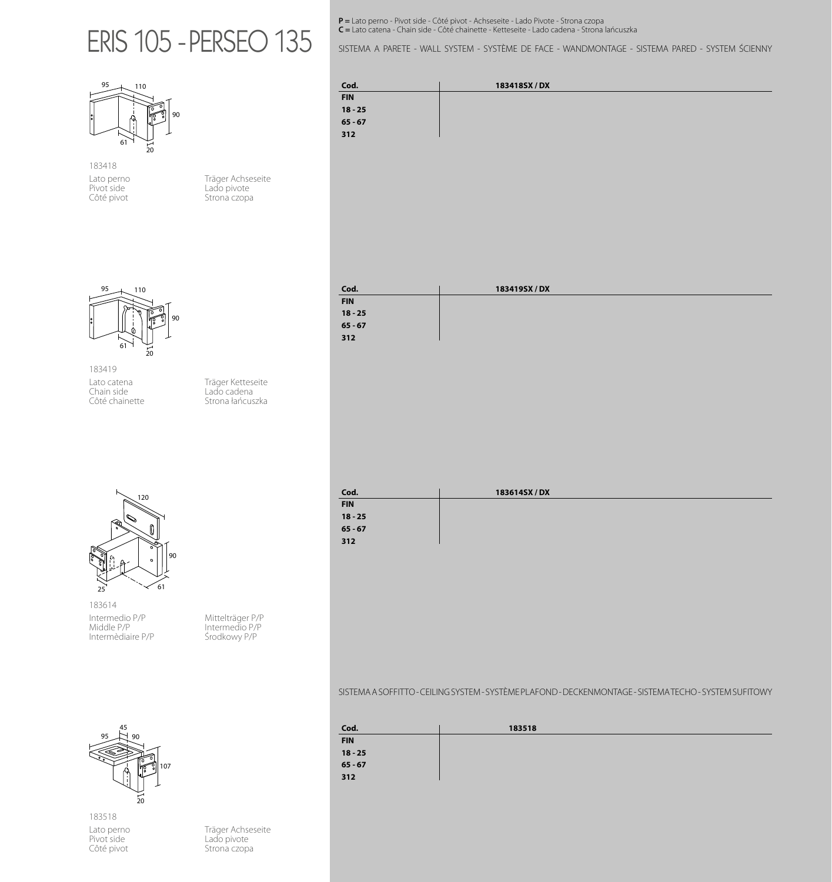# ERIS 105 - PERSEO 135

**P =** Lato perno - Pivot side - Côté pivot - Achseseite - Lado Pivote - Strona czopa
**C =** Lato catena - Chain side - Côté chainette - Ketteseite - Lado cadena - Strona łańcuszka

SISTEMA A PARETE - WALL SYSTEM - SYSTÈME DE FACE - WANDMONTAGE - SISTEMA PARED - SYSTEM ŚCIENNY

95
110
90
61
20

183418

Lato perno
Pivot side
Côté pivot

Träger Achseseite
Lado pivote
Strona czopa

| Cod. | 183418SX / DX |
|---|---|
| FIN | |
| 18 - 25 | |
| 65 - 67 | |
| 312 | |

95
110
90
61
20

183419

Lato catena
Chain side
Côté chainette

Träger Ketteseite
Lado cadena
Strona łańcuszka

| Cod. | 183419SX / DX |
|---|---|
| FIN | |
| 18 - 25 | |
| 65 - 67 | |
| 312 | |

120
90
25
61

183614

Intermedio P/P
Middle P/P
Intermèdiaire P/P

Mittelträger P/P
Intermedio P/P
Środkowy P/P

| Cod. | 183614SX / DX |
|---|---|
| FIN | |
| 18 - 25 | |
| 65 - 67 | |
| 312 | |

SISTEMA A SOFFITTO - CEILING SYSTEM - SYSTÈME PLAFOND - DECKENMONTAGE - SISTEMA TECHO - SYSTEM SUFITOWY

45
95
90
107
20

183518

Lato perno
Pivot side
Côté pivot

Träger Achseseite
Lado pivote
Strona czopa

| Cod. | 183518 |
|---|---|
| FIN | |
| 18 - 25 | |
| 65 - 67 | |
| 312 | |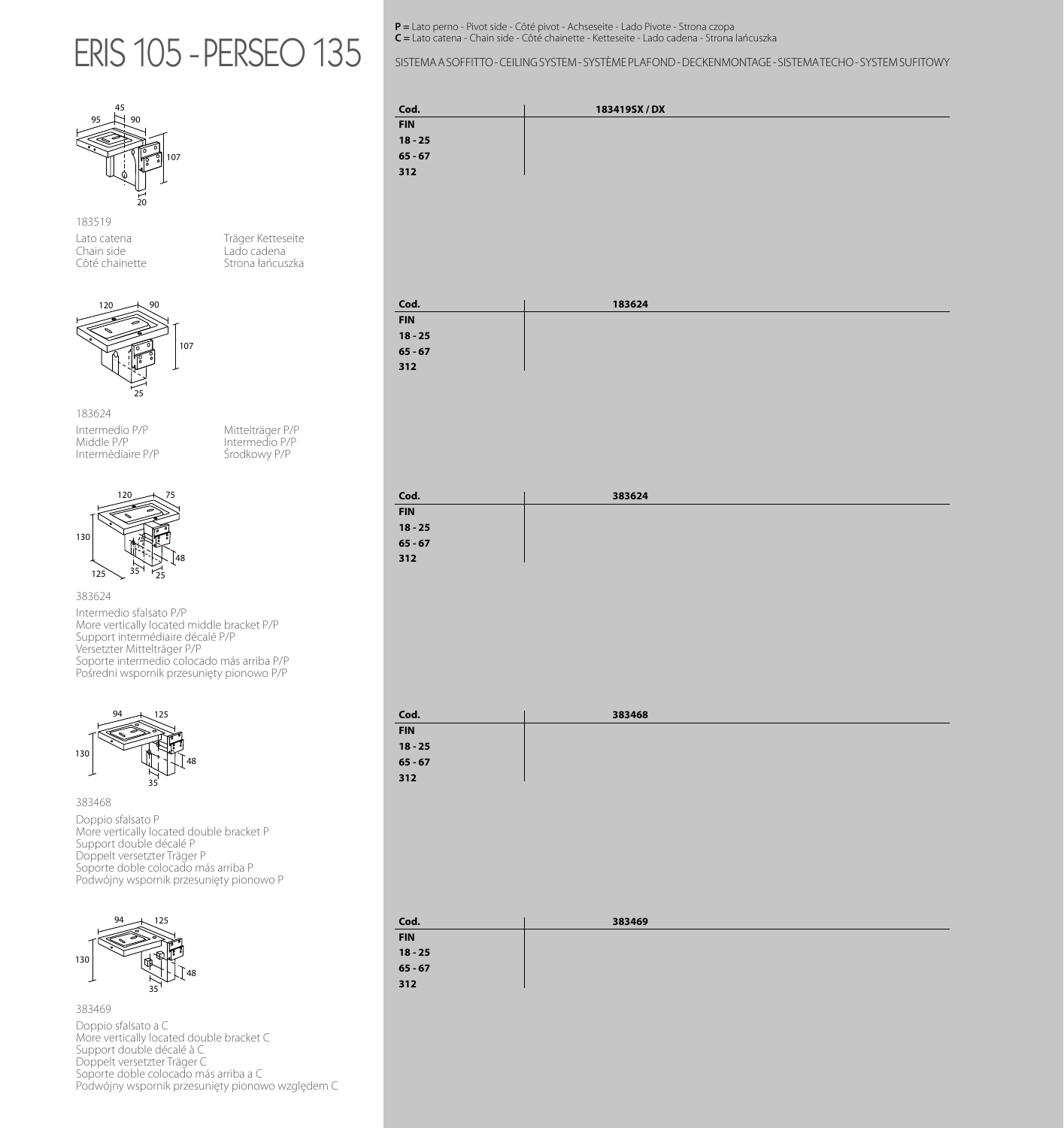# ERIS 105 - PERSEO 135

**P =** Lato perno - Pivot side - Côté pivot - Achseseite - Lado Pivote - Strona czopa
**C =** Lato catena - Chain side - Côté chainette - Ketteseite - Lado cadena - Strona łańcuszka

SISTEMA A SOFFITTO - CEILING SYSTEM - SYSTÈME PLAFOND - DECKENMONTAGE - SISTEMA TECHO - SYSTEM SUFITOWY

45
95
90
107
20

183519

Lato catena
Chain side
Côté chainette
Träger Ketteseite
Lado cadena
Strona łańcuszka

| Cod. | 183419SX / DX |
|---|---|
| FIN | |
| 18 - 25 | |
| 65 - 67 | |
| 312 | |

120
90
107
25

183624

Intermedio P/P
Middle P/P
Intermèdiaire P/P
Mittelträger P/P
Intermedio P/P
Środkowy P/P

| Cod. | 183624 |
|---|---|
| FIN | |
| 18 - 25 | |
| 65 - 67 | |
| 312 | |

120
75
130
48
125
35
25

383624

Intermedio sfalsato P/P
More vertically located middle bracket P/P
Support intermédiaire décalé P/P
Versetzter Mittelträger P/P
Soporte intermedio colocado más arriba P/P
Pośredni wspornik przesunięty pionowo P/P

| Cod. | 383624 |
|---|---|
| FIN | |
| 18 - 25 | |
| 65 - 67 | |
| 312 | |

94
125
130
48
35

383468

Doppio sfalsato P
More vertically located double bracket P
Support double décalé P
Doppelt versetzter Träger P
Soporte doble colocado más arriba P
Podwójny wspornik przesunięty pionowo P

| Cod. | 383468 |
|---|---|
| FIN | |
| 18 - 25 | |
| 65 - 67 | |
| 312 | |

94
125
130
48
35

383469

Doppio sfalsato a C
More vertically located double bracket C
Support double décalé à C
Doppelt versetzter Träger C
Soporte doble colocado más arriba a C
Podwójny wspornik przesunięty pionowo względem C

| Cod. | 383469 |
|---|---|
| FIN | |
| 18 - 25 | |
| 65 - 67 | |
| 312 | |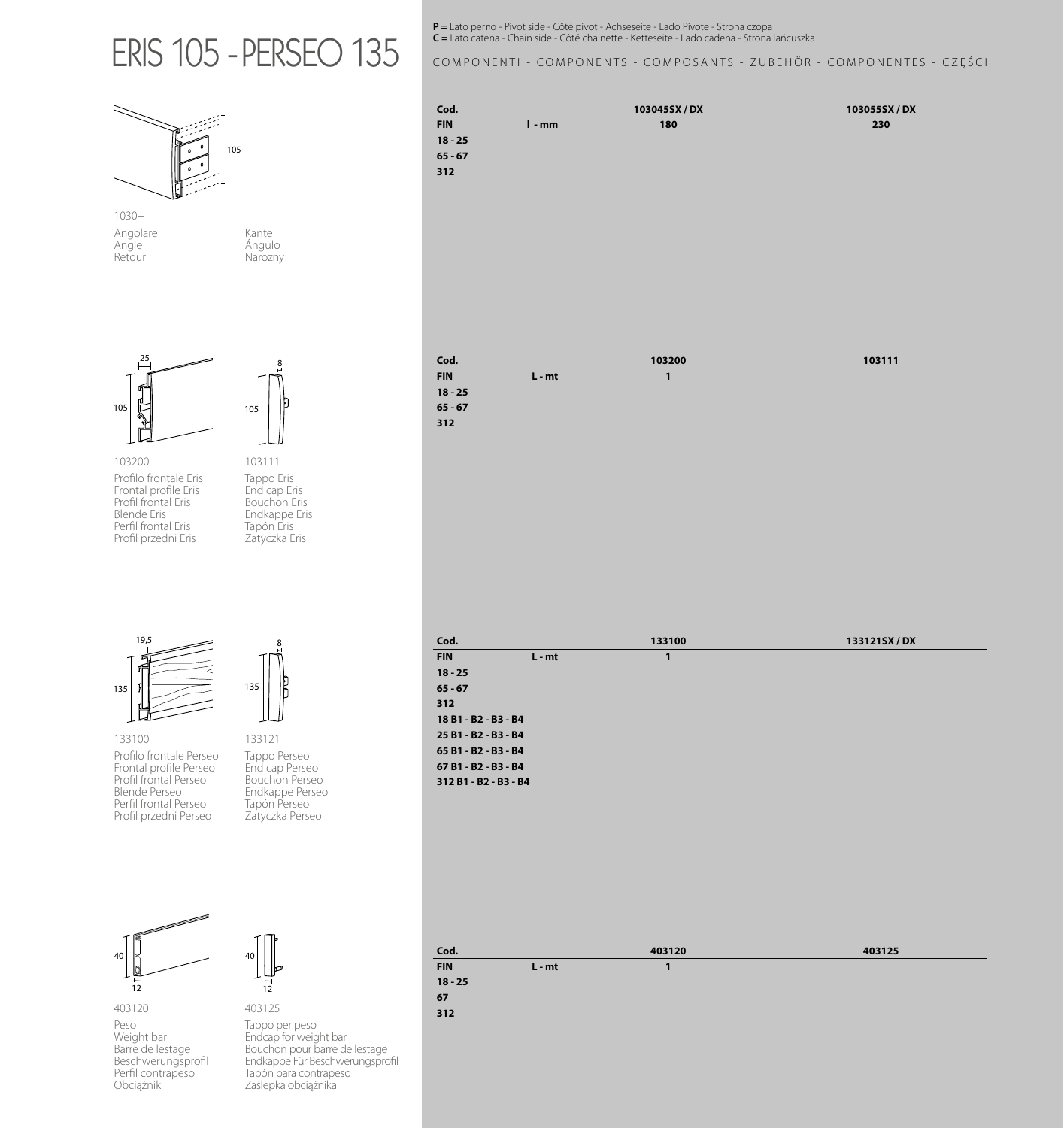# ERIS 105 - PERSEO 135

**P =** Lato perno - Pivot side - Côté pivot - Achseseite - Lado Pivote - Strona czopa
**C =** Lato catena - Chain side - Côté chainette - Ketteseite - Lado cadena - Strona łańcuszka

COMPONENTI - COMPONENTS - COMPOSANTS - ZUBEHÖR - COMPONENTES - CZĘŚCI

105

1030--

Angolare
Angle
Retour

Kante
Ángulo
Narozny

| Cod. | | 103045SX / DX | 103055SX / DX |
|---|---|---|---|
| FIN | l - mm | 180 | 230 |
| 18 - 25 | | | |
| 65 - 67 | | | |
| 312 | | | |

25
105

8
105

103200

Profilo frontale Eris
Frontal profile Eris
Profil frontal Eris
Blende Eris
Perfil frontal Eris
Profil przedni Eris

103111

Tappo Eris
End cap Eris
Bouchon Eris
Endkappe Eris
Tapón Eris
Zatyczka Eris

| Cod. | | 103200 | 103111 |
|---|---|---|---|
| FIN | L - mt | 1 | |
| 18 - 25 | | | |
| 65 - 67 | | | |
| 312 | | | |

19,5
135

8
135

133100

Profilo frontale Perseo
Frontal profile Perseo
Profil frontal Perseo
Blende Perseo
Perfil frontal Perseo
Profil przedni Perseo

133121

Tappo Perseo
End cap Perseo
Bouchon Perseo
Endkappe Perseo
Tapón Perseo
Zatyczka Perseo

| Cod. | | 133100 | 133121SX / DX |
|---|---|---|---|
| FIN | L - mt | 1 | |
| 18 - 25 | | | |
| 65 - 67 | | | |
| 312 | | | |
| 18 B1 - B2 - B3 - B4 | | | |
| 25 B1 - B2 - B3 - B4 | | | |
| 65 B1 - B2 - B3 - B4 | | | |
| 67 B1 - B2 - B3 - B4 | | | |
| 312 B1 - B2 - B3 - B4 | | | |

40
12

40
12

403120

Peso
Weight bar
Barre de lestage
Beschwerungsprofil
Perfil contrapeso
Obciążnik

403125

Tappo per peso
Endcap for weight bar
Bouchon pour barre de lestage
Endkappe Für Beschwerungsprofil
Tapón para contrapeso
Zaślepka obciążnika

| Cod. | | 403120 | 403125 |
|---|---|---|---|
| FIN | L - mt | 1 | |
| 18 - 25 | | | |
| 67 | | | |
| 312 | | | |